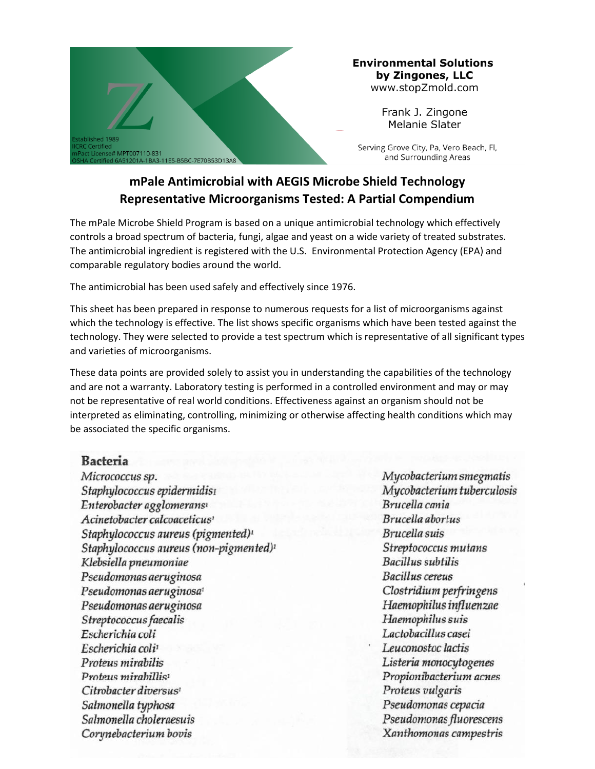Established 1989
IICRC Certified
mPact License# MPT007110-831
OSHA Certified 6A51201A-1BA3-11E5-B5BC-7E70B53D13A8

**Environmental Solutions by Zingones, LLC**
www.stopZmold.com

Frank J. Zingone
Melanie Slater

Serving Grove City, Pa, Vero Beach, Fl, and Surrounding Areas

## mPale Antimicrobial with AEGIS Microbe Shield Technology Representative Microorganisms Tested: A Partial Compendium

The mPale Microbe Shield Program is based on a unique antimicrobial technology which effectively controls a broad spectrum of bacteria, fungi, algae and yeast on a wide variety of treated substrates. The antimicrobial ingredient is registered with the U.S. Environmental Protection Agency (EPA) and comparable regulatory bodies around the world.

The antimicrobial has been used safely and effectively since 1976.

This sheet has been prepared in response to numerous requests for a list of microorganisms against which the technology is effective. The list shows specific organisms which have been tested against the technology. They were selected to provide a test spectrum which is representative of all significant types and varieties of microorganisms.

These data points are provided solely to assist you in understanding the capabilities of the technology and are not a warranty. Laboratory testing is performed in a controlled environment and may or may not be representative of real world conditions. Effectiveness against an organism should not be interpreted as eliminating, controlling, minimizing or otherwise affecting health conditions which may be associated the specific organisms.

### Bacteria

*Micrococcus sp.*
*Staphylococcus epidermidis*[1]
*Enterobacter agglomerans*[1]
*Acinetobacter calcoaceticus*[1]
*Staphylococcus aureus (pigmented)*[1]
*Staphylococcus aureus (non-pigmented)*[1]
*Klebsiella pneumoniae*
*Pseudomonas aeruginosa*
*Pseudomonas aeruginosa*[1]
*Pseudomonas aeruginosa*
*Streptococcus faecalis*
*Escherichia coli*
*Escherichia coli*[1]
*Proteus mirabilis*
*Proteus mirabillis*[1]
*Citrobacter diversus*[1]
*Salmonella typhosa*
*Salmonella choleraesuis*
*Corynebacterium bovis*
*Mycobacterium smegmatis*
*Mycobacterium tuberculosis*
*Brucella cania*
*Brucella abortus*
*Brucella suis*
*Streptococcus mutans*
*Bacillus subtilis*
*Bacillus cereus*
*Clostridium perfringens*
*Haemophilus influenzae*
*Haemophilus suis*
*Lactobacillus casei*
*Leuconostoc lactis*
*Listeria monocytogenes*
*Propionibacterium acnes*
*Proteus vulgaris*
*Pseudomonas cepacia*
*Pseudomonas fluorescens*
*Xanthomonas campestris*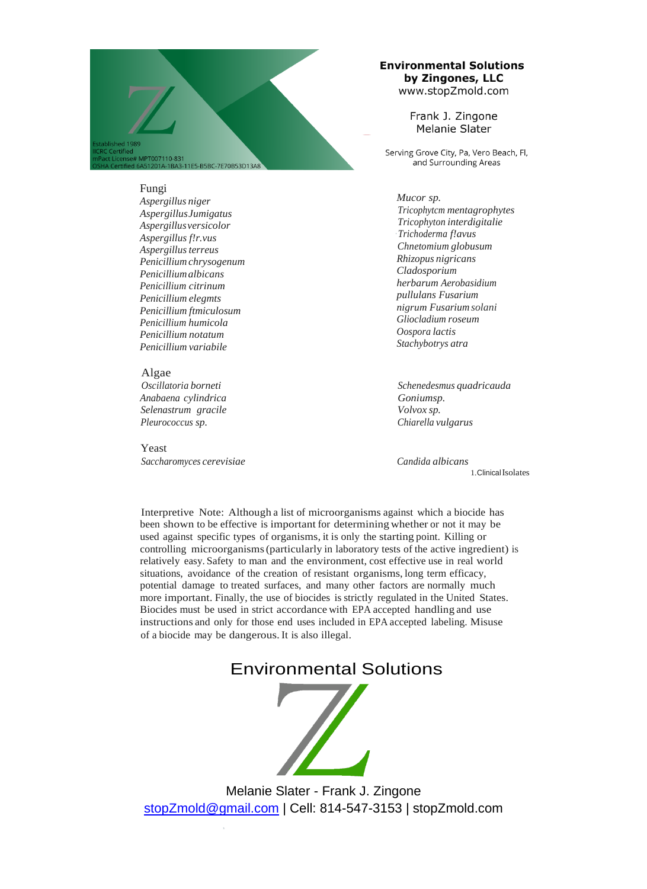Established 1989
IICRC Certified
mPact License# MPT007110-831
OSHA Certified 6A51201A-1BA3-11E5-B5BC-7E70B53D13A8

**Environmental Solutions by Zingones, LLC**
www.stopZmold.com

Frank J. Zingone
Melanie Slater

Serving Grove City, Pa, Vero Beach, Fl, and Surrounding Areas

Fungi

*Aspergillus niger*
*Aspergillus Jumigatus*
*Aspergillus versicolor*
*Aspergillus f!r.vus*
*Aspergillus terreus*
*Penicillium chrysogenum*
*Penicillium albicans*
*Penicillium citrinum*
*Penicillium elegmts*
*Penicillium ftmiculosum*
*Penicillium humicola*
*Penicillium notatum*
*Penicillium variabile*
*Mucor sp.*
*Tricophytcm mentagrophytes*
*Tricophyton interdigitalie*
*Trichoderma f!avus*
*Chnetomium globusum*
*Rhizopus nigricans*
*Cladosporium*
*herbarum Aerobasidium*
*pullulans Fusarium*
*nigrum Fusarium solani*
*Gliocladium roseum*
*Oospora lactis*
*Stachybotrys atra*

Algae

*Oscillatoria borneti*
*Anabaena cylindrica*
*Selenastrum gracile*
*Pleurococcus sp.*
*Schenedesmus quadricauda*
*Goniumsp.*
*Volvox sp.*
*Chiarella vulgarus*

Yeast

*Saccharomyces cerevisiae*
*Candida albicans*

1.Clinical Isolates

Interpretive Note: Although a list of microorganisms against which a biocide has been shown to be effective is important for determining whether or not it may be used against specific types of organisms, it is only the starting point. Killing or controlling microorganisms (particularly in laboratory tests of the active ingredient) is relatively easy. Safety to man and the environment, cost effective use in real world situations, avoidance of the creation of resistant organisms, long term efficacy, potential damage to treated surfaces, and many other factors are normally much more important. Finally, the use of biocides is strictly regulated in the United States. Biocides must be used in strict accordance with EPA accepted handling and use instructions and only for those end uses included in EPA accepted labeling. Misuse of a biocide may be dangerous. It is also illegal.

Environmental Solutions

Melanie Slater - Frank J. Zingone
stopZmold@gmail.com | Cell: 814-547-3153 | stopZmold.com